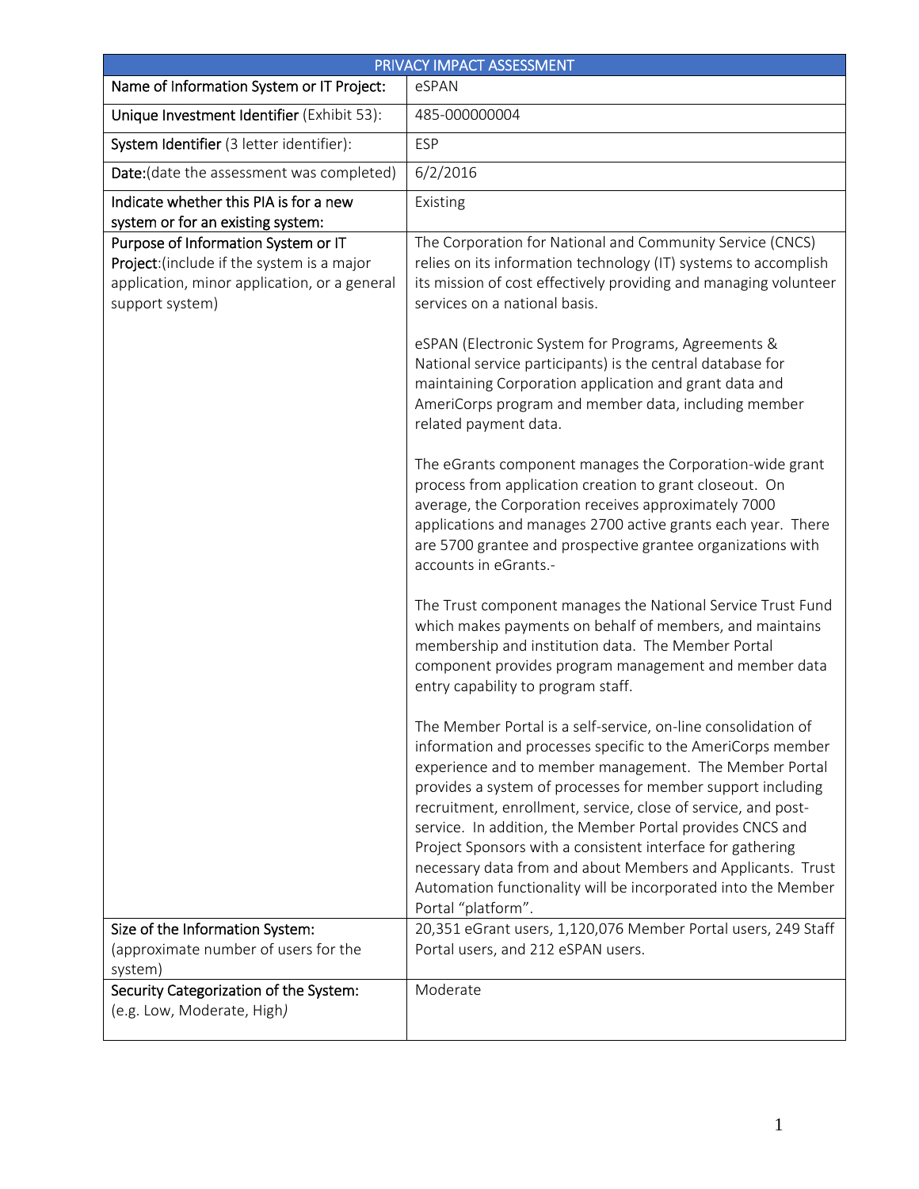| PRIVACY IMPACT ASSESSMENT | |
|---|---|
| **Name of Information System or IT Project:** | eSPAN |
| **Unique Investment Identifier** (Exhibit 53): | 485-000000004 |
| **System Identifier** (3 letter identifier): | ESP |
| **Date:**(date the assessment was completed) | 6/2/2016 |
| **Indicate whether this PIA is for a new system or for an existing system:** | Existing |
| **Purpose of Information System or IT Project:**(include if the system is a major application, minor application, or a general support system) | The Corporation for National and Community Service (CNCS) relies on its information technology (IT) systems to accomplish its mission of cost effectively providing and managing volunteer services on a national basis.<br><br>eSPAN (Electronic System for Programs, Agreements & National service participants) is the central database for maintaining Corporation application and grant data and AmeriCorps program and member data, including member related payment data.<br><br>The eGrants component manages the Corporation-wide grant process from application creation to grant closeout. On average, the Corporation receives approximately 7000 applications and manages 2700 active grants each year. There are 5700 grantee and prospective grantee organizations with accounts in eGrants.-<br><br>The Trust component manages the National Service Trust Fund which makes payments on behalf of members, and maintains membership and institution data. The Member Portal component provides program management and member data entry capability to program staff.<br><br>The Member Portal is a self-service, on-line consolidation of information and processes specific to the AmeriCorps member experience and to member management. The Member Portal provides a system of processes for member support including recruitment, enrollment, service, close of service, and post-service. In addition, the Member Portal provides CNCS and Project Sponsors with a consistent interface for gathering necessary data from and about Members and Applicants. Trust Automation functionality will be incorporated into the Member Portal "platform". |
| **Size of the Information System:** (approximate number of users for the system) | 20,351 eGrant users, 1,120,076 Member Portal users, 249 Staff Portal users, and 212 eSPAN users. |
| **Security Categorization of the System:** (e.g. Low, Moderate, High) | Moderate |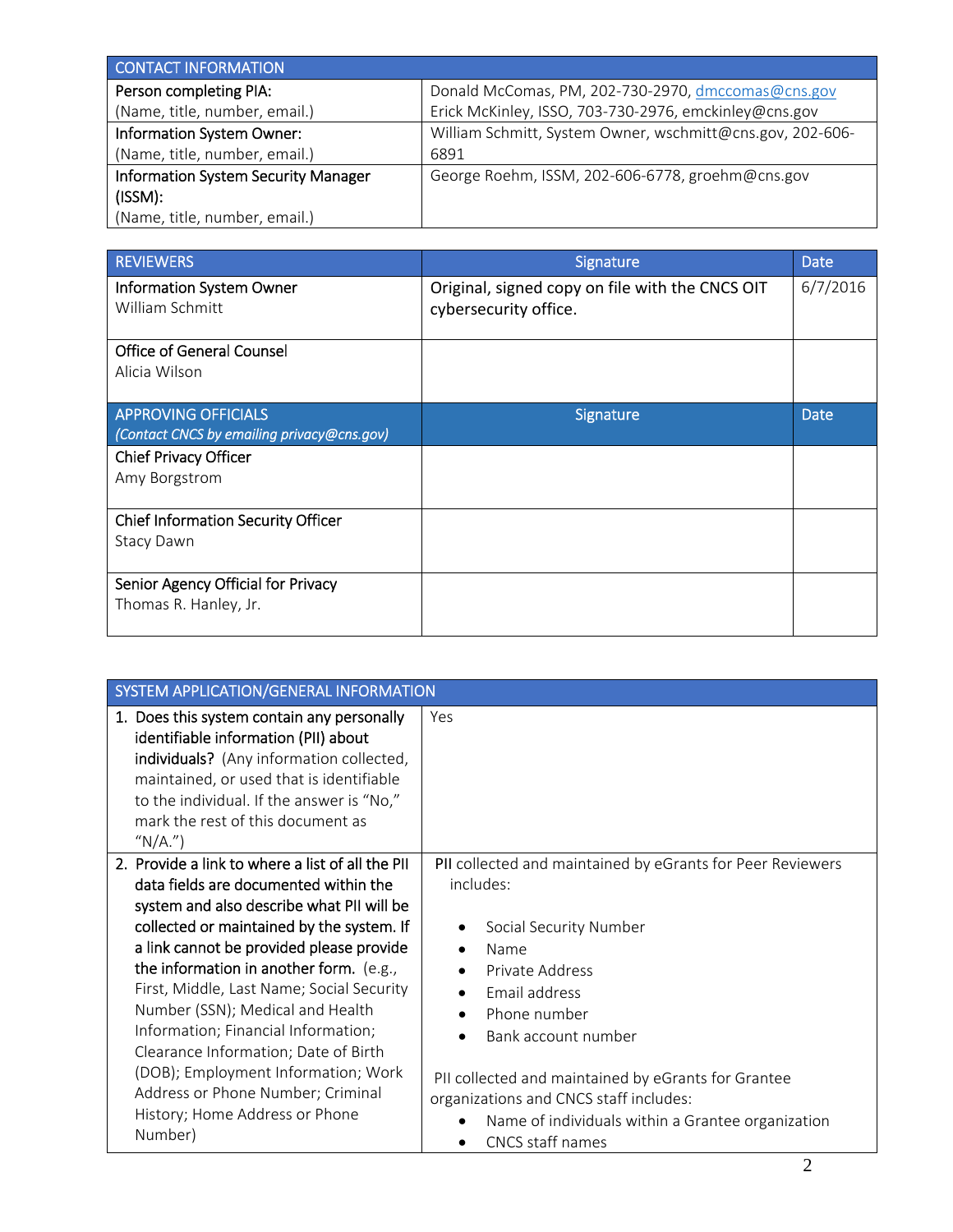| CONTACT INFORMATION | |
|---|---|
| Person completing PIA:<br>(Name, title, number, email.) | Donald McComas, PM, 202-730-2970, dmccomas@cns.gov<br>Erick McKinley, ISSO, 703-730-2976, emckinley@cns.gov |
| Information System Owner:<br>(Name, title, number, email.) | William Schmitt, System Owner, wschmitt@cns.gov, 202-606-6891 |
| Information System Security Manager (ISSM):<br>(Name, title, number, email.) | George Roehm, ISSM, 202-606-6778, groehm@cns.gov |

| REVIEWERS | Signature | Date |
|---|---|---|
| Information System Owner<br>William Schmitt | Original, signed copy on file with the CNCS OIT cybersecurity office. | 6/7/2016 |
| Office of General Counsel<br>Alicia Wilson | | |
| **APPROVING OFFICIALS**<br>*(Contact CNCS by emailing privacy@cns.gov)* | **Signature** | **Date** |
| Chief Privacy Officer<br>Amy Borgstrom | | |
| Chief Information Security Officer<br>Stacy Dawn | | |
| Senior Agency Official for Privacy<br>Thomas R. Hanley, Jr. | | |

| SYSTEM APPLICATION/GENERAL INFORMATION | |
|---|---|
| 1. **Does this system contain any personally identifiable information (PII) about individuals?** (Any information collected, maintained, or used that is identifiable to the individual. If the answer is "No," mark the rest of this document as "N/A.") | Yes |
| 2. **Provide a link to where a list of all the PII data fields are documented within the system and also describe what PII will be collected or maintained by the system. If a link cannot be provided please provide the information in another form.** (e.g., First, Middle, Last Name; Social Security Number (SSN); Medical and Health Information; Financial Information; Clearance Information; Date of Birth (DOB); Employment Information; Work Address or Phone Number; Criminal History; Home Address or Phone Number) | PII collected and maintained by eGrants for Peer Reviewers includes:<br><br>• Social Security Number<br>• Name<br>• Private Address<br>• Email address<br>• Phone number<br>• Bank account number<br><br>PII collected and maintained by eGrants for Grantee organizations and CNCS staff includes:<br>• Name of individuals within a Grantee organization<br>• CNCS staff names |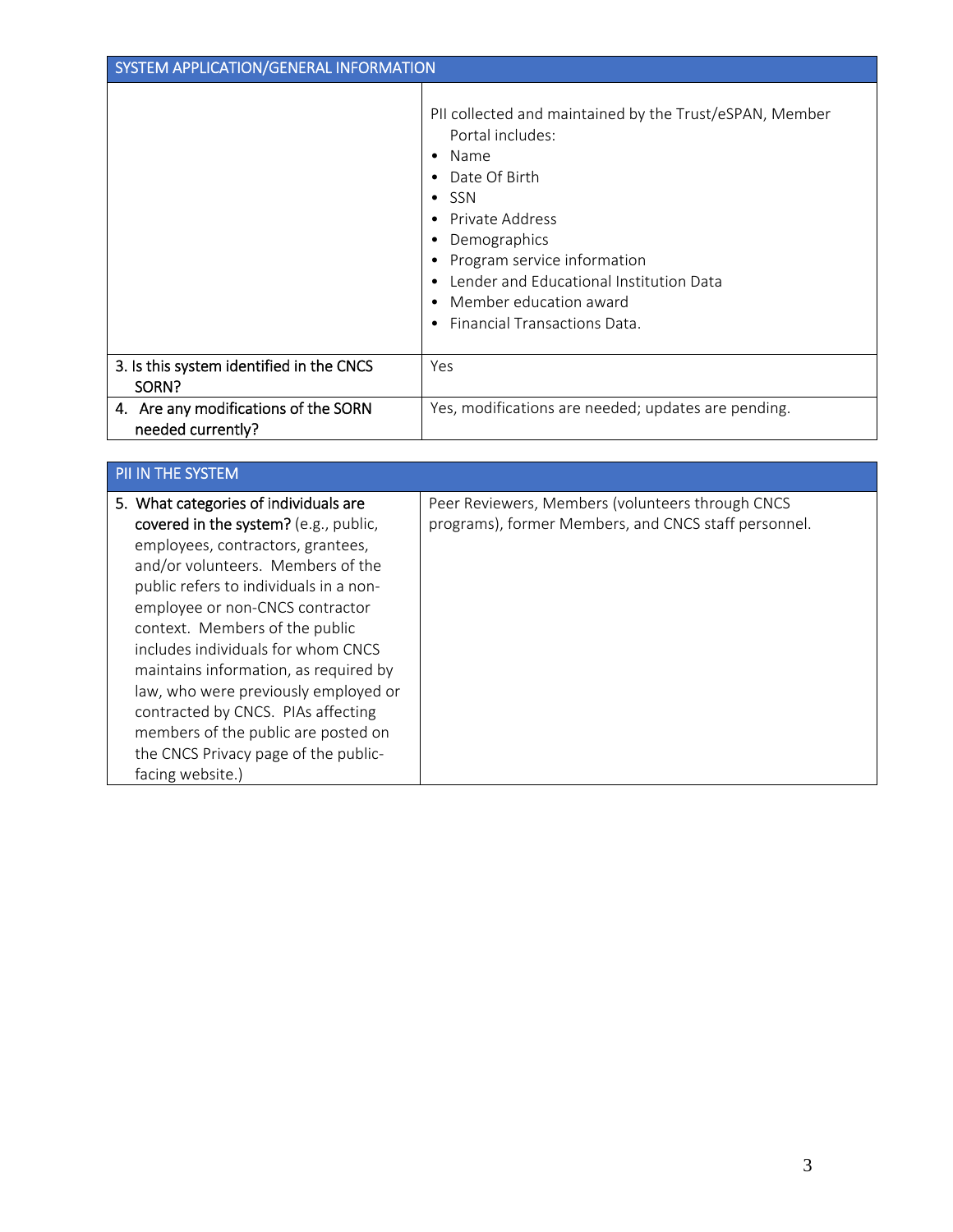| SYSTEM APPLICATION/GENERAL INFORMATION | |
|---|---|
| | PII collected and maintained by the Trust/eSPAN, Member Portal includes:<br>• Name<br>• Date Of Birth<br>• SSN<br>• Private Address<br>• Demographics<br>• Program service information<br>• Lender and Educational Institution Data<br>• Member education award<br>• Financial Transactions Data. |
| 3. Is this system identified in the CNCS SORN? | Yes |
| 4. Are any modifications of the SORN needed currently? | Yes, modifications are needed; updates are pending. |

| PII IN THE SYSTEM | |
|---|---|
| **5. What categories of individuals are covered in the system?** (e.g., public, employees, contractors, grantees, and/or volunteers. Members of the public refers to individuals in a non-employee or non-CNCS contractor context. Members of the public includes individuals for whom CNCS maintains information, as required by law, who were previously employed or contracted by CNCS. PIAs affecting members of the public are posted on the CNCS Privacy page of the public-facing website.) | Peer Reviewers, Members (volunteers through CNCS programs), former Members, and CNCS staff personnel. |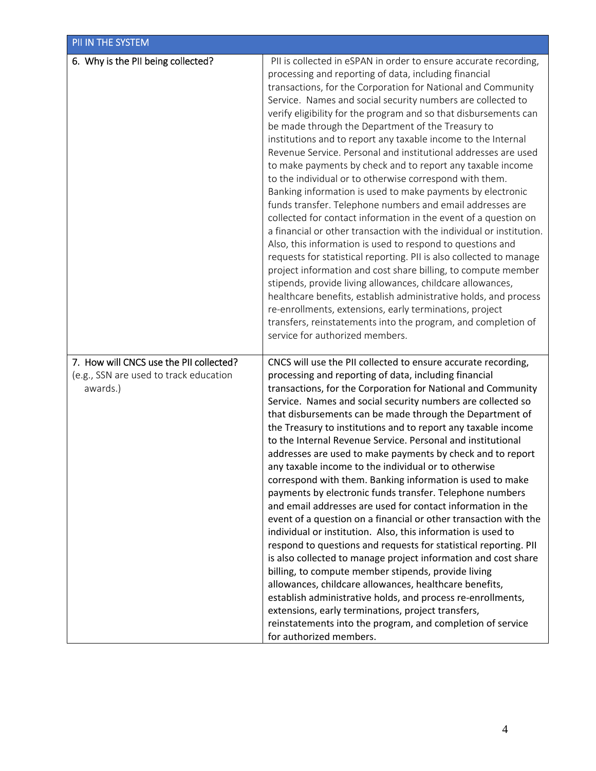| PII IN THE SYSTEM | |
|---|---|
| 6. Why is the PII being collected? | PII is collected in eSPAN in order to ensure accurate recording, processing and reporting of data, including financial transactions, for the Corporation for National and Community Service. Names and social security numbers are collected to verify eligibility for the program and so that disbursements can be made through the Department of the Treasury to institutions and to report any taxable income to the Internal Revenue Service. Personal and institutional addresses are used to make payments by check and to report any taxable income to the individual or to otherwise correspond with them. Banking information is used to make payments by electronic funds transfer. Telephone numbers and email addresses are collected for contact information in the event of a question on a financial or other transaction with the individual or institution. Also, this information is used to respond to questions and requests for statistical reporting. PII is also collected to manage project information and cost share billing, to compute member stipends, provide living allowances, childcare allowances, healthcare benefits, establish administrative holds, and process re-enrollments, extensions, early terminations, project transfers, reinstatements into the program, and completion of service for authorized members. |
| 7. How will CNCS use the PII collected? (e.g., SSN are used to track education awards.) | CNCS will use the PII collected to ensure accurate recording, processing and reporting of data, including financial transactions, for the Corporation for National and Community Service. Names and social security numbers are collected so that disbursements can be made through the Department of the Treasury to institutions and to report any taxable income to the Internal Revenue Service. Personal and institutional addresses are used to make payments by check and to report any taxable income to the individual or to otherwise correspond with them. Banking information is used to make payments by electronic funds transfer. Telephone numbers and email addresses are used for contact information in the event of a question on a financial or other transaction with the individual or institution. Also, this information is used to respond to questions and requests for statistical reporting. PII is also collected to manage project information and cost share billing, to compute member stipends, provide living allowances, childcare allowances, healthcare benefits, establish administrative holds, and process re-enrollments, extensions, early terminations, project transfers, reinstatements into the program, and completion of service for authorized members. |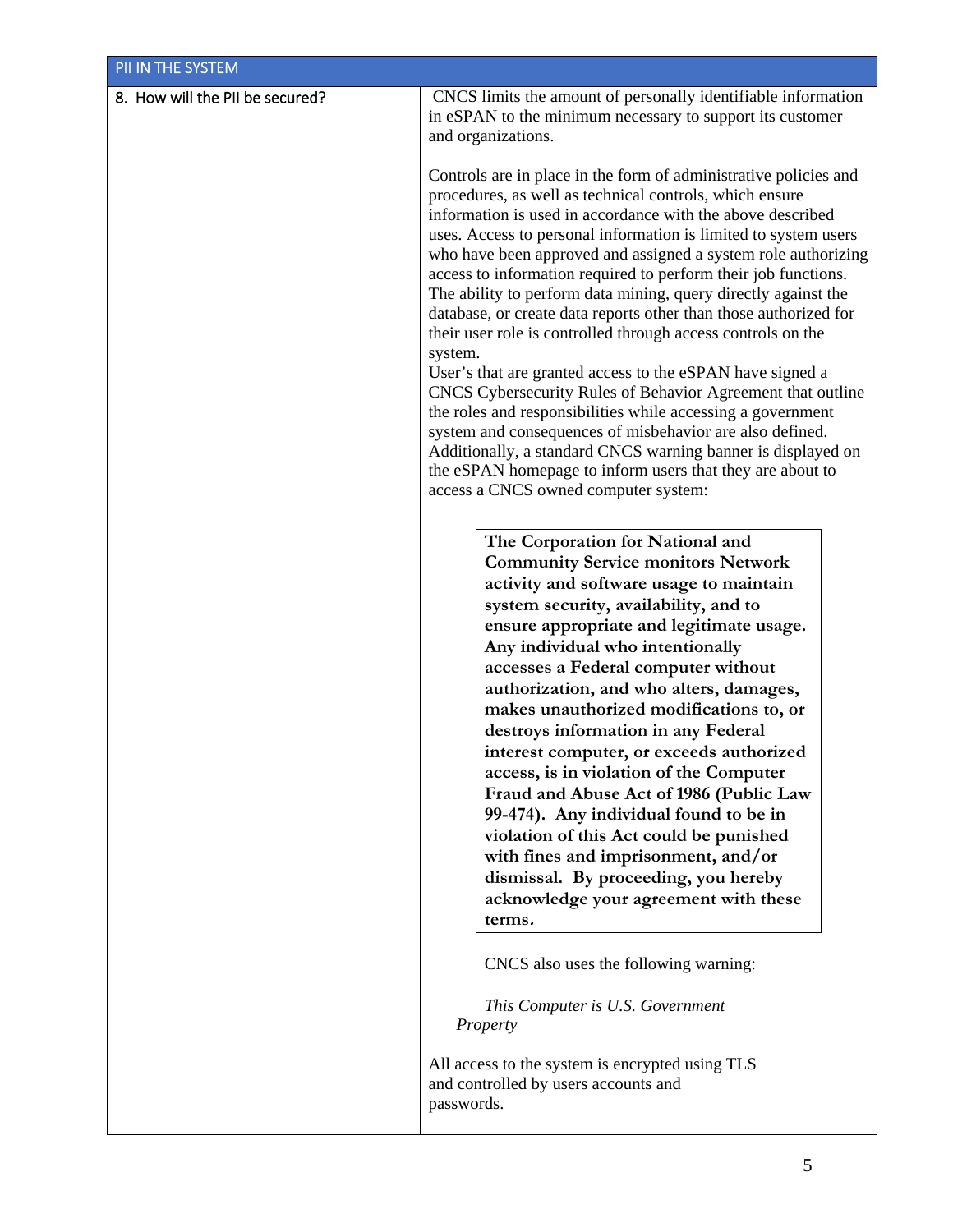| PII IN THE SYSTEM | |
|---|---|
| 8. How will the PII be secured? | CNCS limits the amount of personally identifiable information in eSPAN to the minimum necessary to support its customer and organizations.<br><br>Controls are in place in the form of administrative policies and procedures, as well as technical controls, which ensure information is used in accordance with the above described uses. Access to personal information is limited to system users who have been approved and assigned a system role authorizing access to information required to perform their job functions. The ability to perform data mining, query directly against the database, or create data reports other than those authorized for their user role is controlled through access controls on the system.<br>User's that are granted access to the eSPAN have signed a CNCS Cybersecurity Rules of Behavior Agreement that outline the roles and responsibilities while accessing a government system and consequences of misbehavior are also defined. Additionally, a standard CNCS warning banner is displayed on the eSPAN homepage to inform users that they are about to access a CNCS owned computer system:<br><br>**The Corporation for National and Community Service monitors Network activity and software usage to maintain system security, availability, and to ensure appropriate and legitimate usage. Any individual who intentionally accesses a Federal computer without authorization, and who alters, damages, makes unauthorized modifications to, or destroys information in any Federal interest computer, or exceeds authorized access, is in violation of the Computer Fraud and Abuse Act of 1986 (Public Law 99-474). Any individual found to be in violation of this Act could be punished with fines and imprisonment, and/or dismissal. By proceeding, you hereby acknowledge your agreement with these terms.**<br><br>CNCS also uses the following warning:<br><br>*This Computer is U.S. Government Property*<br><br>All access to the system is encrypted using TLS and controlled by users accounts and passwords. |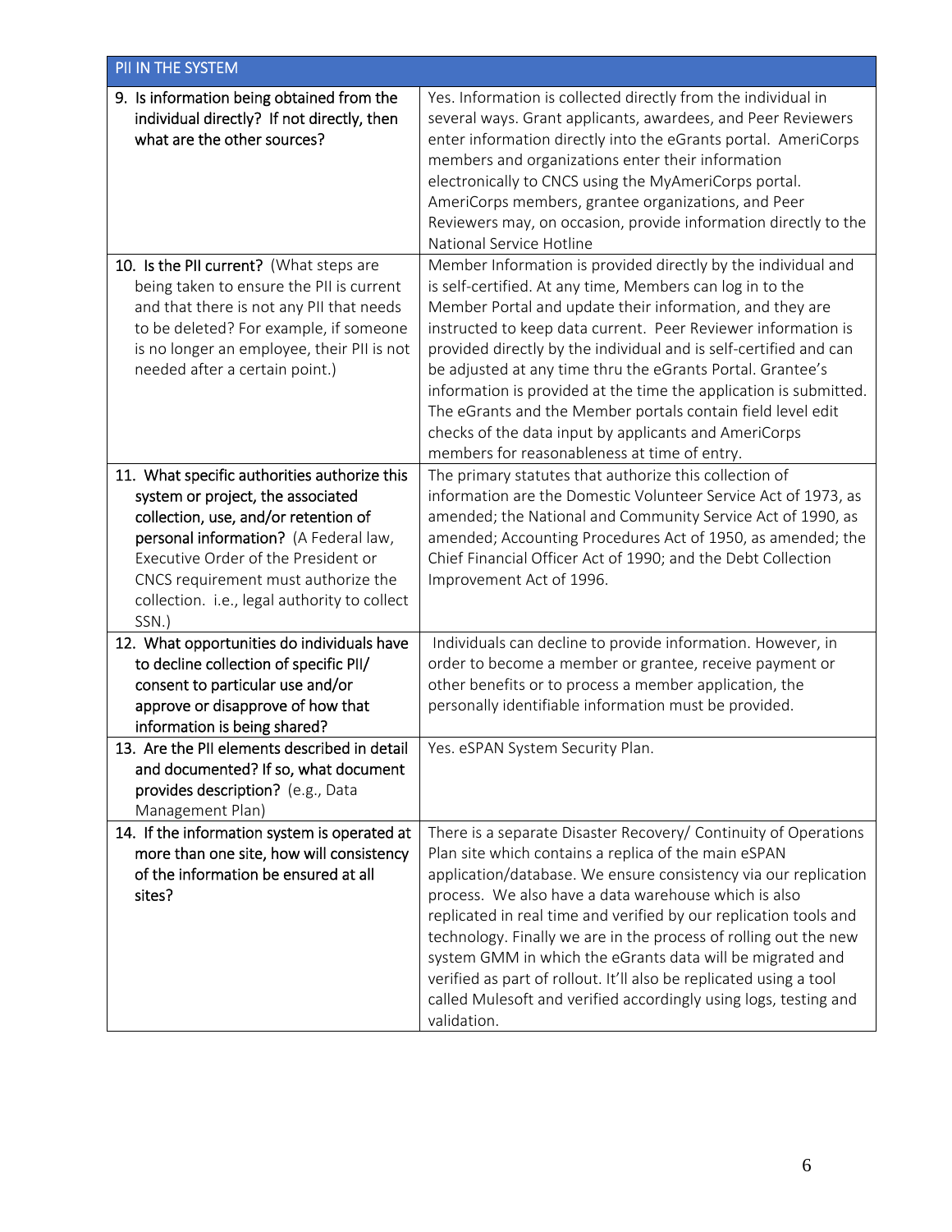| PII IN THE SYSTEM | |
|---|---|
| **9. Is information being obtained from the individual directly? If not directly, then what are the other sources?** | Yes. Information is collected directly from the individual in several ways. Grant applicants, awardees, and Peer Reviewers enter information directly into the eGrants portal. AmeriCorps members and organizations enter their information electronically to CNCS using the MyAmeriCorps portal. AmeriCorps members, grantee organizations, and Peer Reviewers may, on occasion, provide information directly to the National Service Hotline |
| **10. Is the PII current?** (What steps are being taken to ensure the PII is current and that there is not any PII that needs to be deleted? For example, if someone is no longer an employee, their PII is not needed after a certain point.) | Member Information is provided directly by the individual and is self-certified. At any time, Members can log in to the Member Portal and update their information, and they are instructed to keep data current. Peer Reviewer information is provided directly by the individual and is self-certified and can be adjusted at any time thru the eGrants Portal. Grantee's information is provided at the time the application is submitted. The eGrants and the Member portals contain field level edit checks of the data input by applicants and AmeriCorps members for reasonableness at time of entry. |
| **11. What specific authorities authorize this system or project, the associated collection, use, and/or retention of personal information?** (A Federal law, Executive Order of the President or CNCS requirement must authorize the collection. i.e., legal authority to collect SSN.) | The primary statutes that authorize this collection of information are the Domestic Volunteer Service Act of 1973, as amended; the National and Community Service Act of 1990, as amended; Accounting Procedures Act of 1950, as amended; the Chief Financial Officer Act of 1990; and the Debt Collection Improvement Act of 1996. |
| **12. What opportunities do individuals have to decline collection of specific PII/ consent to particular use and/or approve or disapprove of how that information is being shared?** | Individuals can decline to provide information. However, in order to become a member or grantee, receive payment or other benefits or to process a member application, the personally identifiable information must be provided. |
| **13. Are the PII elements described in detail and documented? If so, what document provides description?** (e.g., Data Management Plan) | Yes. eSPAN System Security Plan. |
| **14. If the information system is operated at more than one site, how will consistency of the information be ensured at all sites?** | There is a separate Disaster Recovery/ Continuity of Operations Plan site which contains a replica of the main eSPAN application/database. We ensure consistency via our replication process. We also have a data warehouse which is also replicated in real time and verified by our replication tools and technology. Finally we are in the process of rolling out the new system GMM in which the eGrants data will be migrated and verified as part of rollout. It'll also be replicated using a tool called Mulesoft and verified accordingly using logs, testing and validation. |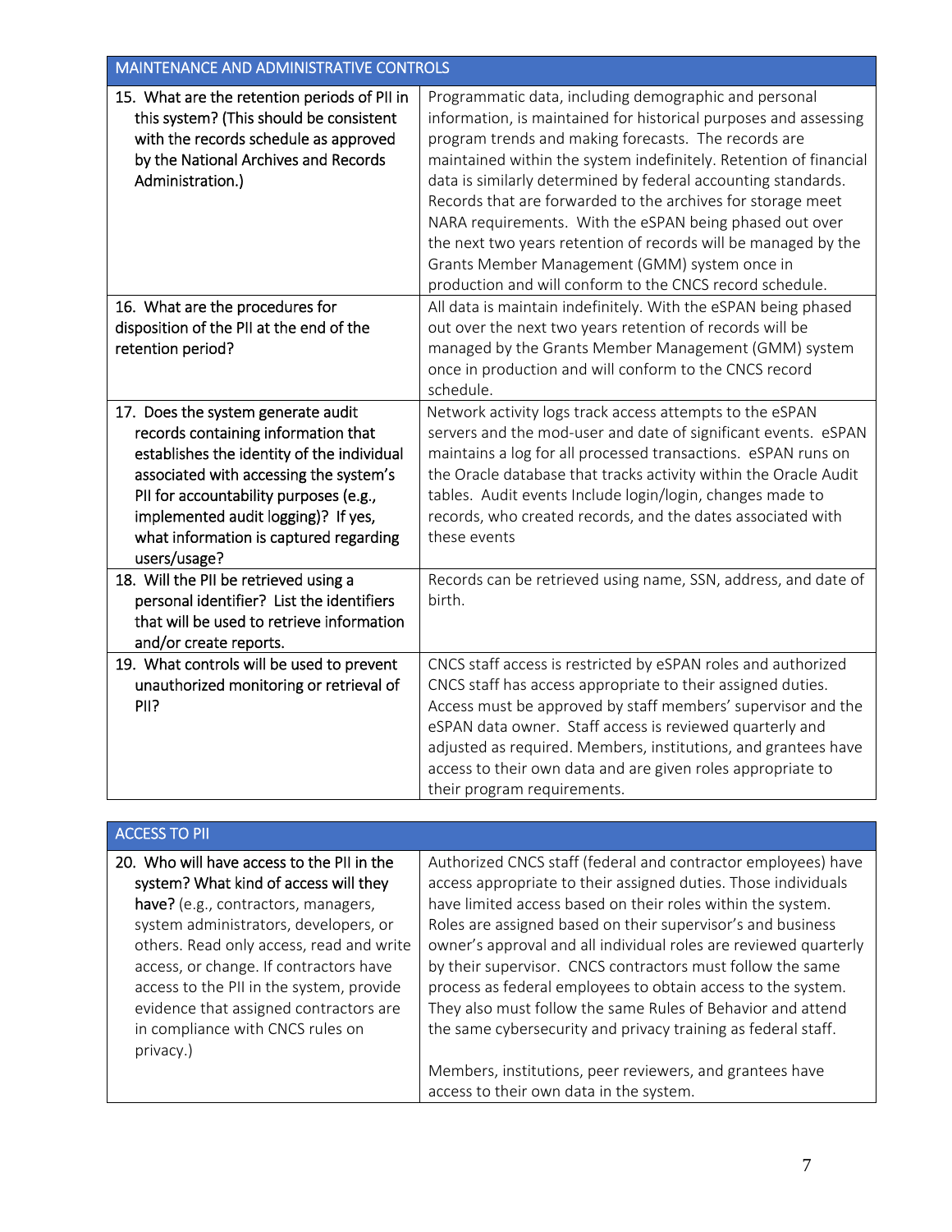| MAINTENANCE AND ADMINISTRATIVE CONTROLS | |
|---|---|
| 15. What are the retention periods of PII in this system? (This should be consistent with the records schedule as approved by the National Archives and Records Administration.) | Programmatic data, including demographic and personal information, is maintained for historical purposes and assessing program trends and making forecasts. The records are maintained within the system indefinitely. Retention of financial data is similarly determined by federal accounting standards. Records that are forwarded to the archives for storage meet NARA requirements. With the eSPAN being phased out over the next two years retention of records will be managed by the Grants Member Management (GMM) system once in production and will conform to the CNCS record schedule. |
| 16. What are the procedures for disposition of the PII at the end of the retention period? | All data is maintain indefinitely. With the eSPAN being phased out over the next two years retention of records will be managed by the Grants Member Management (GMM) system once in production and will conform to the CNCS record schedule. |
| 17. Does the system generate audit records containing information that establishes the identity of the individual associated with accessing the system's PII for accountability purposes (e.g., implemented audit logging)? If yes, what information is captured regarding users/usage? | Network activity logs track access attempts to the eSPAN servers and the mod-user and date of significant events. eSPAN maintains a log for all processed transactions. eSPAN runs on the Oracle database that tracks activity within the Oracle Audit tables. Audit events Include login/login, changes made to records, who created records, and the dates associated with these events |
| 18. Will the PII be retrieved using a personal identifier? List the identifiers that will be used to retrieve information and/or create reports. | Records can be retrieved using name, SSN, address, and date of birth. |
| 19. What controls will be used to prevent unauthorized monitoring or retrieval of PII? | CNCS staff access is restricted by eSPAN roles and authorized CNCS staff has access appropriate to their assigned duties. Access must be approved by staff members' supervisor and the eSPAN data owner. Staff access is reviewed quarterly and adjusted as required. Members, institutions, and grantees have access to their own data and are given roles appropriate to their program requirements. |

| ACCESS TO PII | |
|---|---|
| 20. **Who will have access to the PII in the system? What kind of access will they have?** (e.g., contractors, managers, system administrators, developers, or others. Read only access, read and write access, or change. If contractors have access to the PII in the system, provide evidence that assigned contractors are in compliance with CNCS rules on privacy.) | Authorized CNCS staff (federal and contractor employees) have access appropriate to their assigned duties. Those individuals have limited access based on their roles within the system. Roles are assigned based on their supervisor's and business owner's approval and all individual roles are reviewed quarterly by their supervisor. CNCS contractors must follow the same process as federal employees to obtain access to the system. They also must follow the same Rules of Behavior and attend the same cybersecurity and privacy training as federal staff.<br><br>Members, institutions, peer reviewers, and grantees have access to their own data in the system. |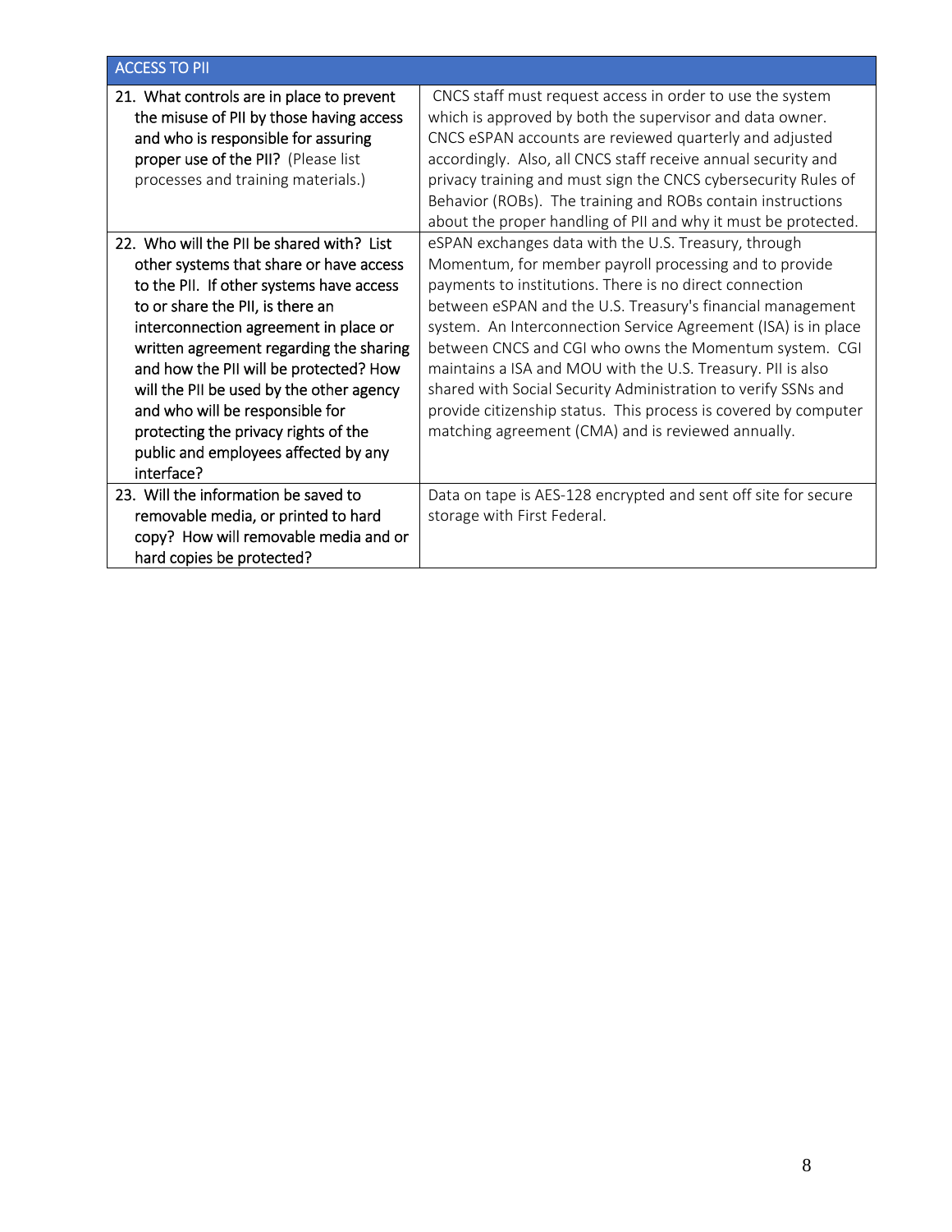| ACCESS TO PII | |
|---|---|
| 21. What controls are in place to prevent the misuse of PII by those having access and who is responsible for assuring proper use of the PII? (Please list processes and training materials.) | CNCS staff must request access in order to use the system which is approved by both the supervisor and data owner. CNCS eSPAN accounts are reviewed quarterly and adjusted accordingly. Also, all CNCS staff receive annual security and privacy training and must sign the CNCS cybersecurity Rules of Behavior (ROBs). The training and ROBs contain instructions about the proper handling of PII and why it must be protected. |
| 22. Who will the PII be shared with? List other systems that share or have access to the PII. If other systems have access to or share the PII, is there an interconnection agreement in place or written agreement regarding the sharing and how the PII will be protected? How will the PII be used by the other agency and who will be responsible for protecting the privacy rights of the public and employees affected by any interface? | eSPAN exchanges data with the U.S. Treasury, through Momentum, for member payroll processing and to provide payments to institutions. There is no direct connection between eSPAN and the U.S. Treasury's financial management system. An Interconnection Service Agreement (ISA) is in place between CNCS and CGI who owns the Momentum system. CGI maintains a ISA and MOU with the U.S. Treasury. PII is also shared with Social Security Administration to verify SSNs and provide citizenship status. This process is covered by computer matching agreement (CMA) and is reviewed annually. |
| 23. Will the information be saved to removable media, or printed to hard copy? How will removable media and or hard copies be protected? | Data on tape is AES-128 encrypted and sent off site for secure storage with First Federal. |